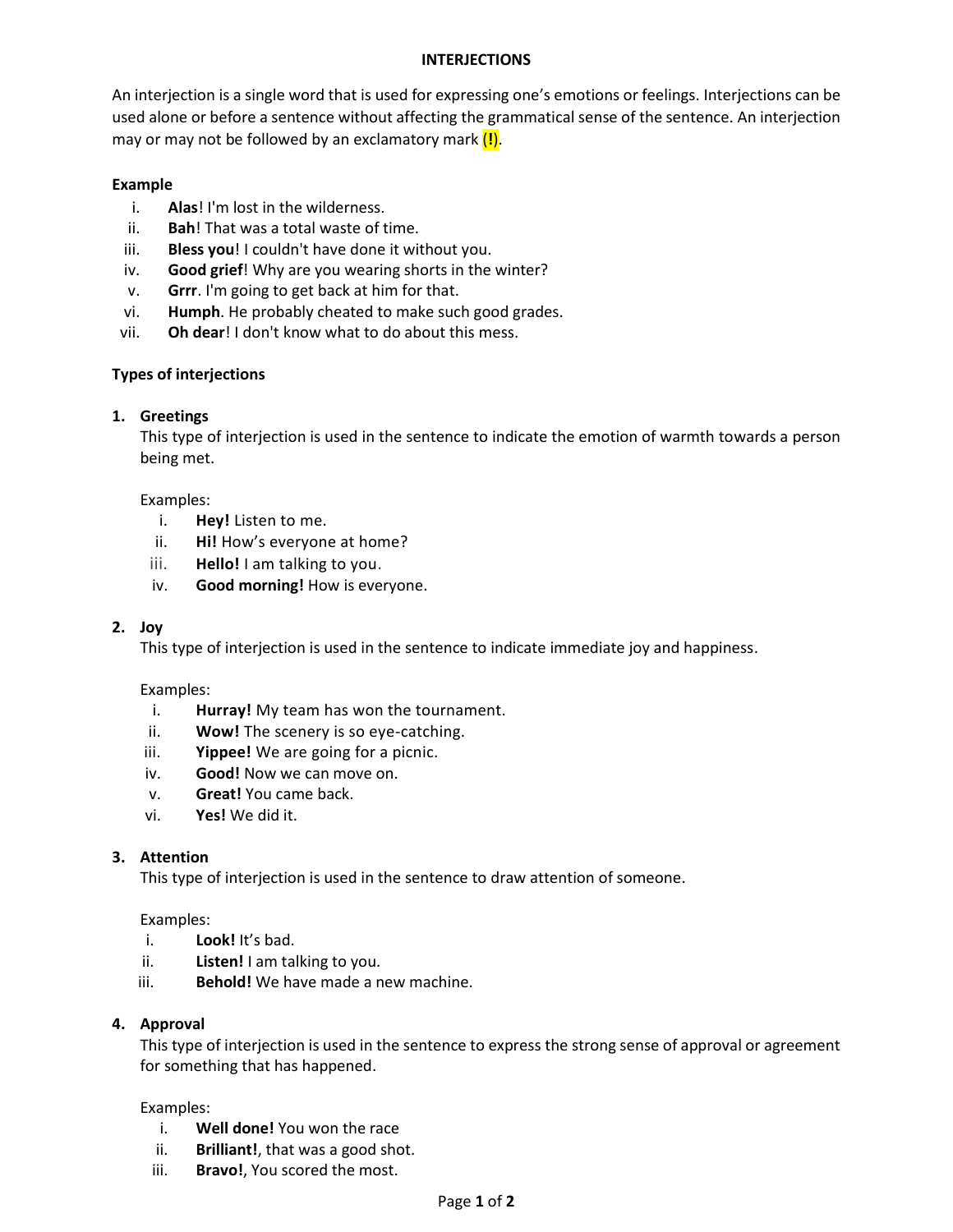# INTERJECTIONS

An interjection is a single word that is used for expressing one's emotions or feelings. Interjections can be used alone or before a sentence without affecting the grammatical sense of the sentence. An interjection may or may not be followed by an exclamatory mark (!).

**Example**

i. **Alas**! I'm lost in the wilderness.
ii. **Bah**! That was a total waste of time.
iii. **Bless you**! I couldn't have done it without you.
iv. **Good grief**! Why are you wearing shorts in the winter?
v. **Grrr**. I'm going to get back at him for that.
vi. **Humph**. He probably cheated to make such good grades.
vii. **Oh dear**! I don't know what to do about this mess.

**Types of interjections**

1. **Greetings**
   This type of interjection is used in the sentence to indicate the emotion of warmth towards a person being met.

   Examples:
   i. **Hey!** Listen to me.
   ii. **Hi!** How's everyone at home?
   iii. **Hello!** I am talking to you.
   iv. **Good morning!** How is everyone.

2. **Joy**
   This type of interjection is used in the sentence to indicate immediate joy and happiness.

   Examples:
   i. **Hurray!** My team has won the tournament.
   ii. **Wow!** The scenery is so eye-catching.
   iii. **Yippee!** We are going for a picnic.
   iv. **Good!** Now we can move on.
   v. **Great!** You came back.
   vi. **Yes!** We did it.

3. **Attention**
   This type of interjection is used in the sentence to draw attention of someone.

   Examples:
   i. **Look!** It's bad.
   ii. **Listen!** I am talking to you.
   iii. **Behold!** We have made a new machine.

4. **Approval**
   This type of interjection is used in the sentence to express the strong sense of approval or agreement for something that has happened.

   Examples:
   i. **Well done!** You won the race
   ii. **Brilliant!**, that was a good shot.
   iii. **Bravo!**, You scored the most.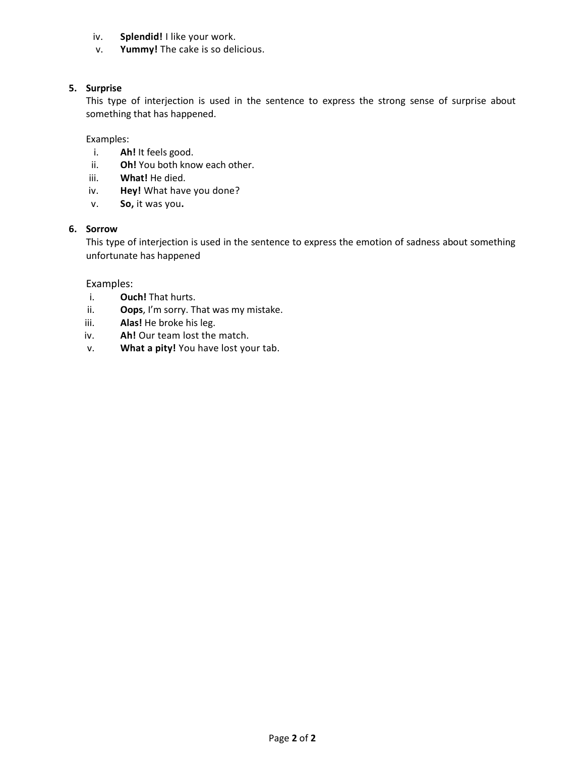iv. **Splendid!** I like your work.
v. **Yummy!** The cake is so delicious.

5. **Surprise**

This type of interjection is used in the sentence to express the strong sense of surprise about something that has happened.

Examples:

i. **Ah!** It feels good.
ii. **Oh!** You both know each other.
iii. **What!** He died.
iv. **Hey!** What have you done?
v. **So,** it was you**.**

6. **Sorrow**

This type of interjection is used in the sentence to express the emotion of sadness about something unfortunate has happened

Examples:

i. **Ouch!** That hurts.
ii. **Oops**, I'm sorry. That was my mistake.
iii. **Alas!** He broke his leg.
iv. **Ah!** Our team lost the match.
v. **What a pity!** You have lost your tab.